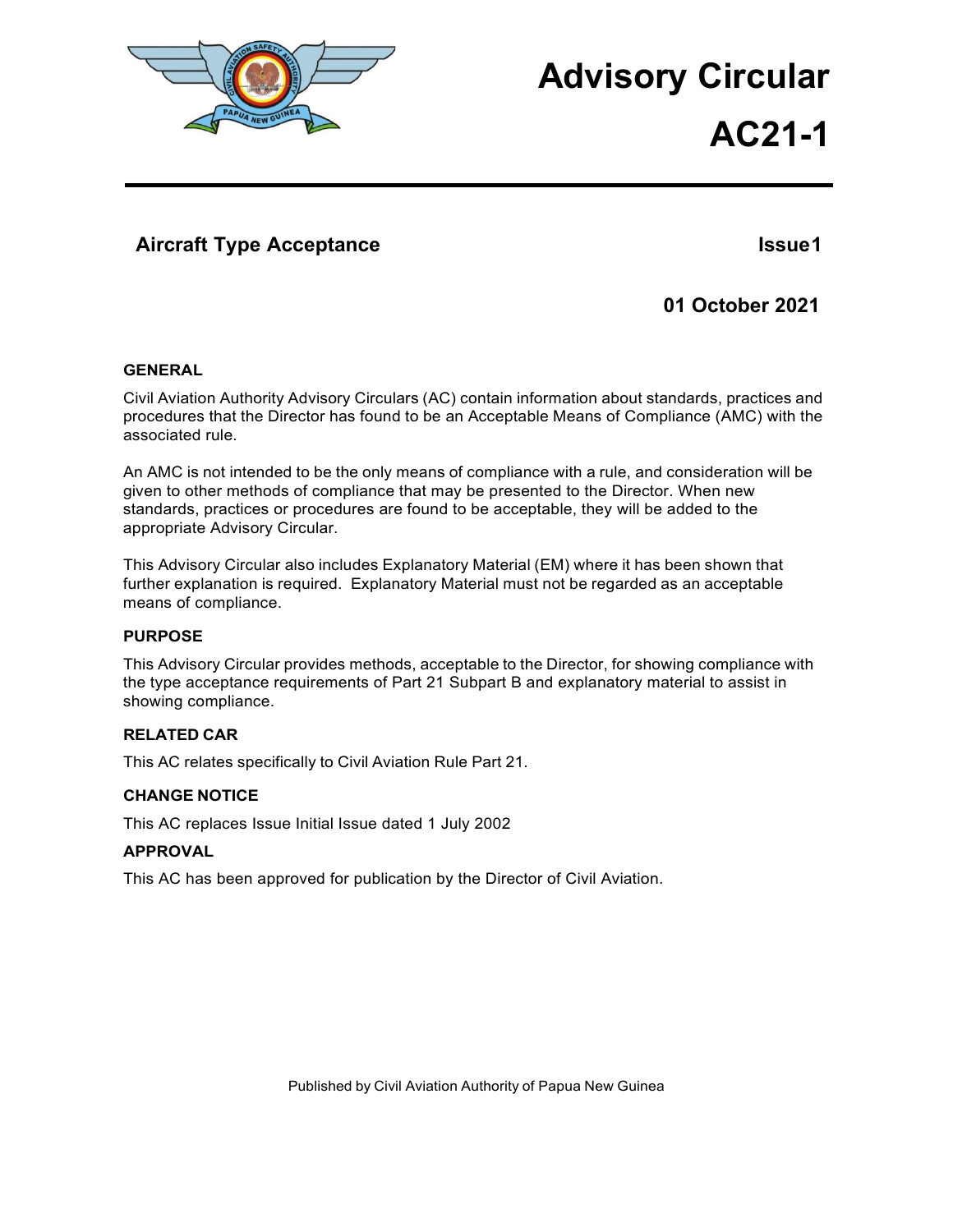# Advisory Circular

# AC21-1

## Aircraft Type Acceptance

**Issue1**

**01 October 2021**

### GENERAL

Civil Aviation Authority Advisory Circulars (AC) contain information about standards, practices and procedures that the Director has found to be an Acceptable Means of Compliance (AMC) with the associated rule.

An AMC is not intended to be the only means of compliance with a rule, and consideration will be given to other methods of compliance that may be presented to the Director. When new standards, practices or procedures are found to be acceptable, they will be added to the appropriate Advisory Circular.

This Advisory Circular also includes Explanatory Material (EM) where it has been shown that further explanation is required. Explanatory Material must not be regarded as an acceptable means of compliance.

### PURPOSE

This Advisory Circular provides methods, acceptable to the Director, for showing compliance with the type acceptance requirements of Part 21 Subpart B and explanatory material to assist in showing compliance.

### RELATED CAR

This AC relates specifically to Civil Aviation Rule Part 21.

### CHANGE NOTICE

This AC replaces Issue Initial Issue dated 1 July 2002

### APPROVAL

This AC has been approved for publication by the Director of Civil Aviation.

Published by Civil Aviation Authority of Papua New Guinea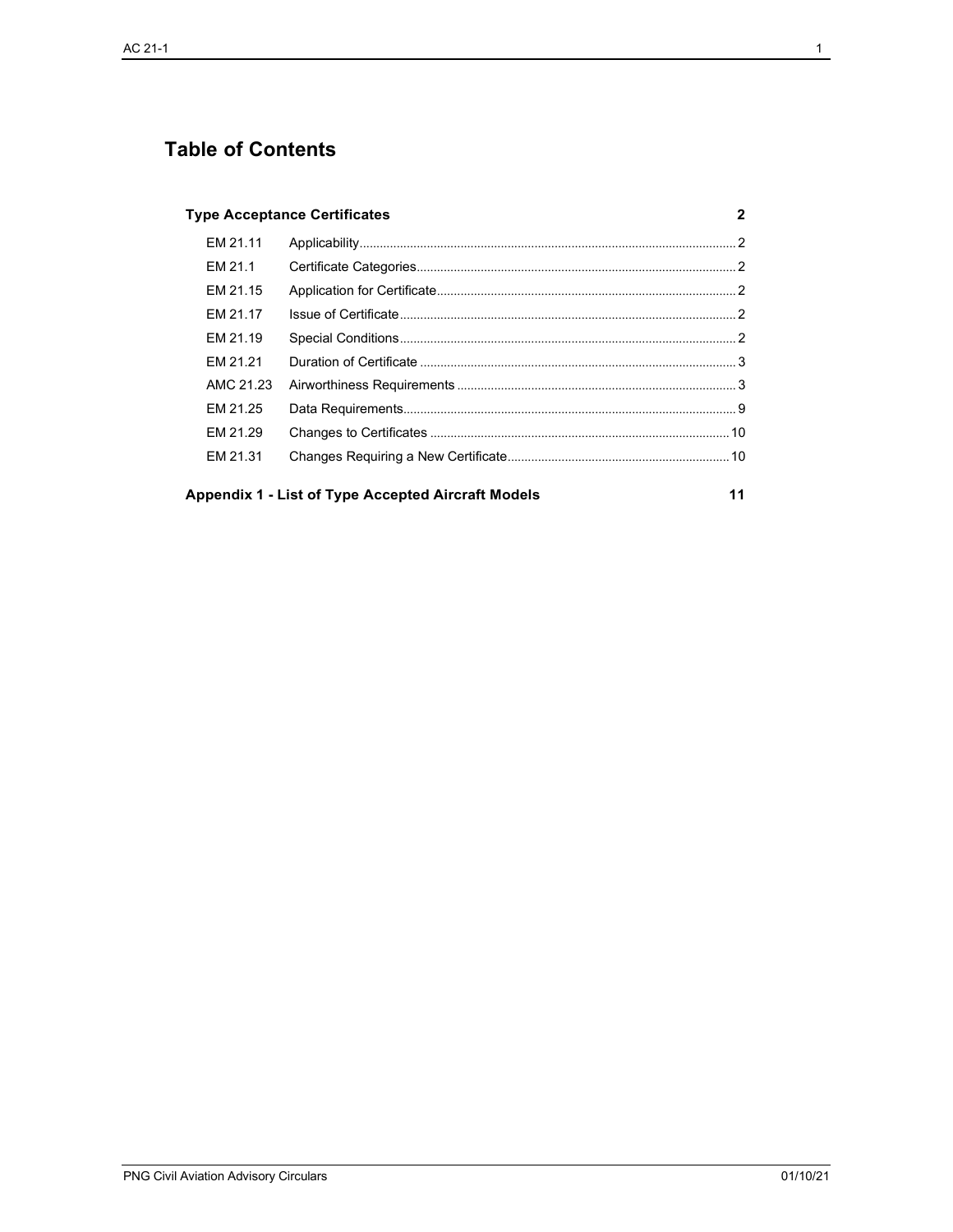# Table of Contents

**Type Acceptance Certificates** **2**

| | | |
|---|---|---|
| EM 21.11 | Applicability | 2 |
| EM 21.1 | Certificate Categories | 2 |
| EM 21.15 | Application for Certificate | 2 |
| EM 21.17 | Issue of Certificate | 2 |
| EM 21.19 | Special Conditions | 2 |
| EM 21.21 | Duration of Certificate | 3 |
| AMC 21.23 | Airworthiness Requirements | 3 |
| EM 21.25 | Data Requirements | 9 |
| EM 21.29 | Changes to Certificates | 10 |
| EM 21.31 | Changes Requiring a New Certificate | 10 |

**Appendix 1 - List of Type Accepted Aircraft Models** **11**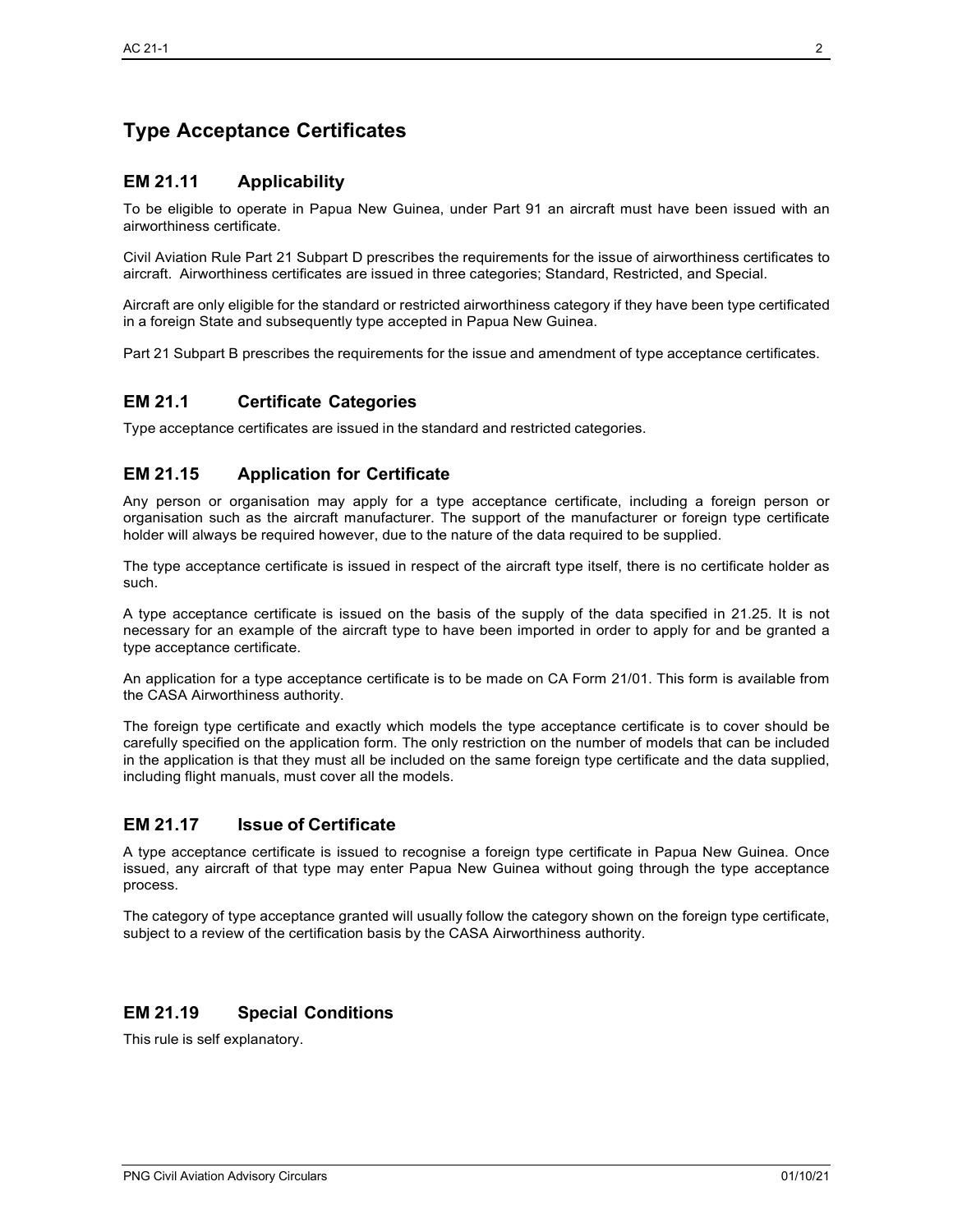# Type Acceptance Certificates

## EM 21.11 Applicability

To be eligible to operate in Papua New Guinea, under Part 91 an aircraft must have been issued with an airworthiness certificate.

Civil Aviation Rule Part 21 Subpart D prescribes the requirements for the issue of airworthiness certificates to aircraft. Airworthiness certificates are issued in three categories; Standard, Restricted, and Special.

Aircraft are only eligible for the standard or restricted airworthiness category if they have been type certificated in a foreign State and subsequently type accepted in Papua New Guinea.

Part 21 Subpart B prescribes the requirements for the issue and amendment of type acceptance certificates.

## EM 21.1 Certificate Categories

Type acceptance certificates are issued in the standard and restricted categories.

## EM 21.15 Application for Certificate

Any person or organisation may apply for a type acceptance certificate, including a foreign person or organisation such as the aircraft manufacturer. The support of the manufacturer or foreign type certificate holder will always be required however, due to the nature of the data required to be supplied.

The type acceptance certificate is issued in respect of the aircraft type itself, there is no certificate holder as such.

A type acceptance certificate is issued on the basis of the supply of the data specified in 21.25. It is not necessary for an example of the aircraft type to have been imported in order to apply for and be granted a type acceptance certificate.

An application for a type acceptance certificate is to be made on CA Form 21/01. This form is available from the CASA Airworthiness authority.

The foreign type certificate and exactly which models the type acceptance certificate is to cover should be carefully specified on the application form. The only restriction on the number of models that can be included in the application is that they must all be included on the same foreign type certificate and the data supplied, including flight manuals, must cover all the models.

## EM 21.17 Issue of Certificate

A type acceptance certificate is issued to recognise a foreign type certificate in Papua New Guinea. Once issued, any aircraft of that type may enter Papua New Guinea without going through the type acceptance process.

The category of type acceptance granted will usually follow the category shown on the foreign type certificate, subject to a review of the certification basis by the CASA Airworthiness authority.

## EM 21.19 Special Conditions

This rule is self explanatory.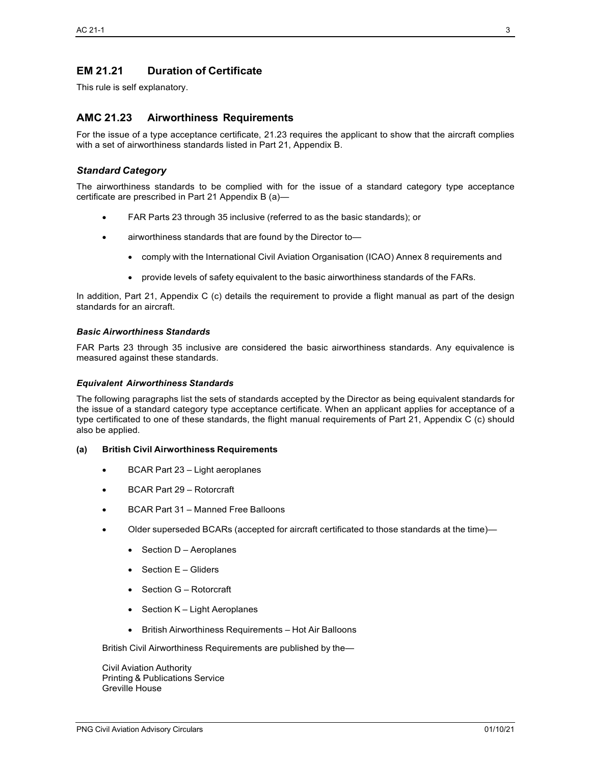## EM 21.21 Duration of Certificate

This rule is self explanatory.

## AMC 21.23 Airworthiness Requirements

For the issue of a type acceptance certificate, 21.23 requires the applicant to show that the aircraft complies with a set of airworthiness standards listed in Part 21, Appendix B.

### *Standard Category*

The airworthiness standards to be complied with for the issue of a standard category type acceptance certificate are prescribed in Part 21 Appendix B (a)—

- FAR Parts 23 through 35 inclusive (referred to as the basic standards); or
- airworthiness standards that are found by the Director to—
  - comply with the International Civil Aviation Organisation (ICAO) Annex 8 requirements and
  - provide levels of safety equivalent to the basic airworthiness standards of the FARs.

In addition, Part 21, Appendix C (c) details the requirement to provide a flight manual as part of the design standards for an aircraft.

#### *Basic Airworthiness Standards*

FAR Parts 23 through 35 inclusive are considered the basic airworthiness standards. Any equivalence is measured against these standards.

#### *Equivalent Airworthiness Standards*

The following paragraphs list the sets of standards accepted by the Director as being equivalent standards for the issue of a standard category type acceptance certificate. When an applicant applies for acceptance of a type certificated to one of these standards, the flight manual requirements of Part 21, Appendix C (c) should also be applied.

**(a) British Civil Airworthiness Requirements**

- BCAR Part 23 – Light aeroplanes
- BCAR Part 29 – Rotorcraft
- BCAR Part 31 – Manned Free Balloons
- Older superseded BCARs (accepted for aircraft certificated to those standards at the time)—
  - Section D – Aeroplanes
  - Section E – Gliders
  - Section G – Rotorcraft
  - Section K – Light Aeroplanes
  - British Airworthiness Requirements – Hot Air Balloons

British Civil Airworthiness Requirements are published by the—

Civil Aviation Authority
Printing & Publications Service
Greville House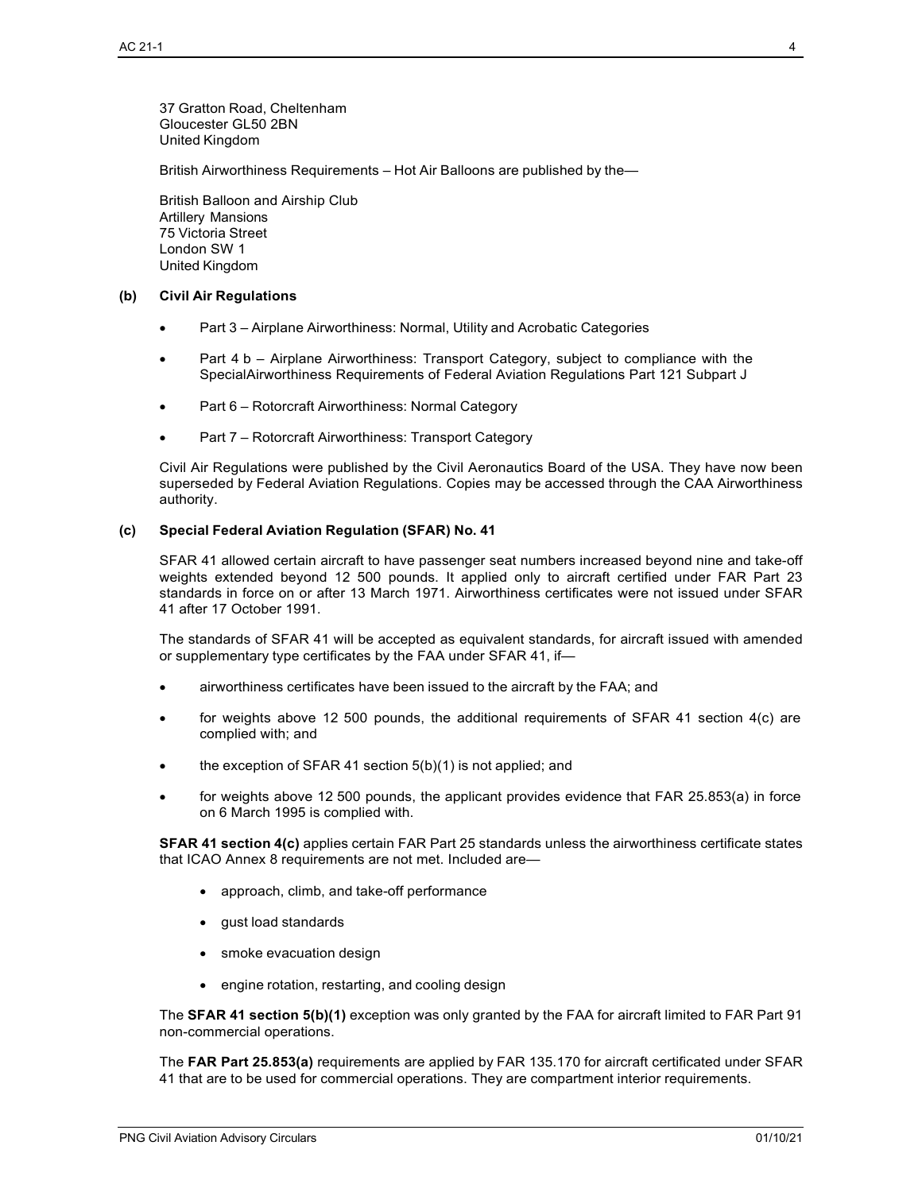37 Gratton Road, Cheltenham
Gloucester GL50 2BN
United Kingdom

British Airworthiness Requirements – Hot Air Balloons are published by the—

British Balloon and Airship Club
Artillery Mansions
75 Victoria Street
London SW 1
United Kingdom

**(b) Civil Air Regulations**

- Part 3 – Airplane Airworthiness: Normal, Utility and Acrobatic Categories
- Part 4 b – Airplane Airworthiness: Transport Category, subject to compliance with the SpecialAirworthiness Requirements of Federal Aviation Regulations Part 121 Subpart J
- Part 6 – Rotorcraft Airworthiness: Normal Category
- Part 7 – Rotorcraft Airworthiness: Transport Category

Civil Air Regulations were published by the Civil Aeronautics Board of the USA. They have now been superseded by Federal Aviation Regulations. Copies may be accessed through the CAA Airworthiness authority.

**(c) Special Federal Aviation Regulation (SFAR) No. 41**

SFAR 41 allowed certain aircraft to have passenger seat numbers increased beyond nine and take-off weights extended beyond 12 500 pounds. It applied only to aircraft certified under FAR Part 23 standards in force on or after 13 March 1971. Airworthiness certificates were not issued under SFAR 41 after 17 October 1991.

The standards of SFAR 41 will be accepted as equivalent standards, for aircraft issued with amended or supplementary type certificates by the FAA under SFAR 41, if—

- airworthiness certificates have been issued to the aircraft by the FAA; and
- for weights above 12 500 pounds, the additional requirements of SFAR 41 section 4(c) are complied with; and
- the exception of SFAR 41 section 5(b)(1) is not applied; and
- for weights above 12 500 pounds, the applicant provides evidence that FAR 25.853(a) in force on 6 March 1995 is complied with.

**SFAR 41 section 4(c)** applies certain FAR Part 25 standards unless the airworthiness certificate states that ICAO Annex 8 requirements are not met. Included are—

- approach, climb, and take-off performance
- gust load standards
- smoke evacuation design
- engine rotation, restarting, and cooling design

The **SFAR 41 section 5(b)(1)** exception was only granted by the FAA for aircraft limited to FAR Part 91 non-commercial operations.

The **FAR Part 25.853(a)** requirements are applied by FAR 135.170 for aircraft certificated under SFAR 41 that are to be used for commercial operations. They are compartment interior requirements.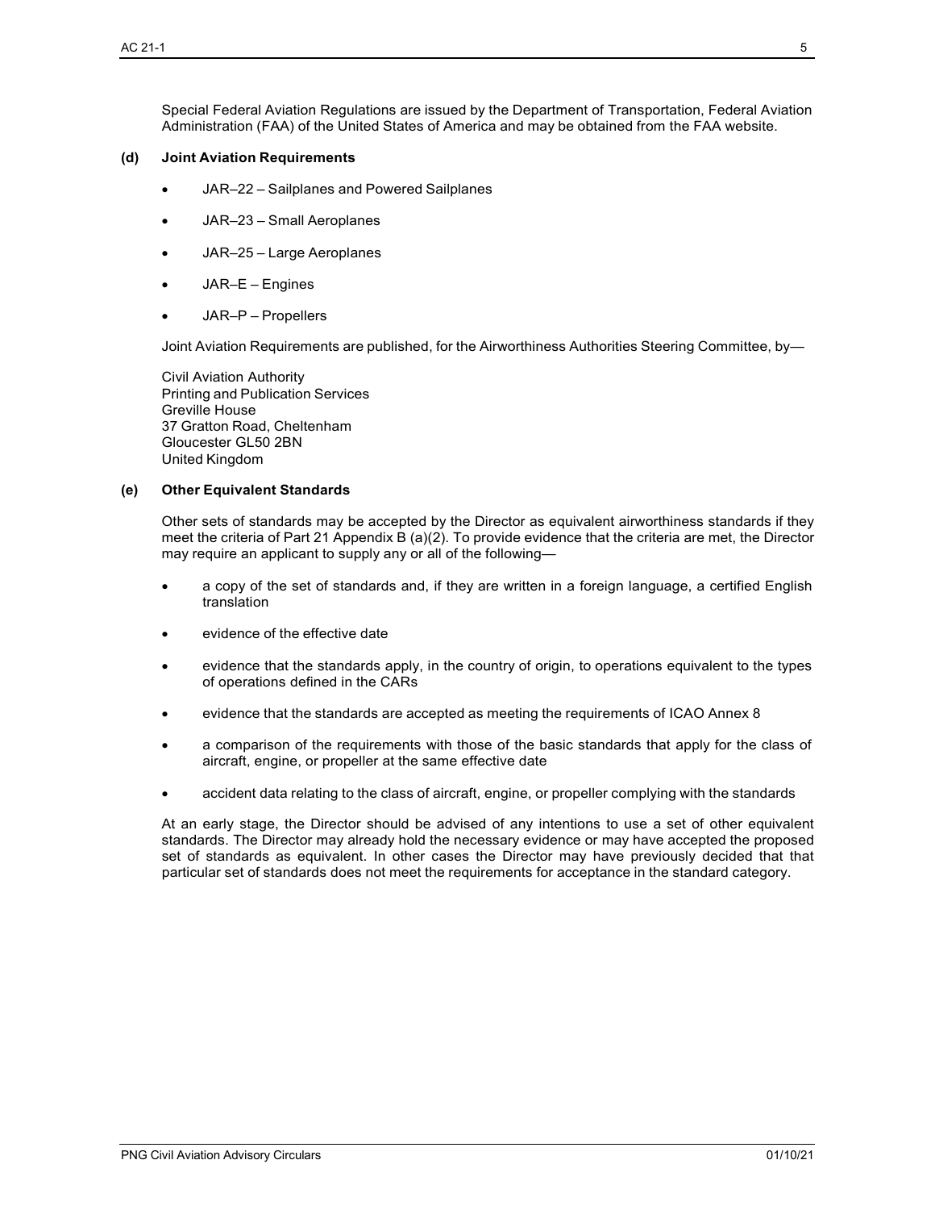Special Federal Aviation Regulations are issued by the Department of Transportation, Federal Aviation Administration (FAA) of the United States of America and may be obtained from the FAA website.

**(d) Joint Aviation Requirements**

- JAR–22 – Sailplanes and Powered Sailplanes
- JAR–23 – Small Aeroplanes
- JAR–25 – Large Aeroplanes
- JAR–E – Engines
- JAR–P – Propellers

Joint Aviation Requirements are published, for the Airworthiness Authorities Steering Committee, by—

Civil Aviation Authority
Printing and Publication Services
Greville House
37 Gratton Road, Cheltenham
Gloucester GL50 2BN
United Kingdom

**(e) Other Equivalent Standards**

Other sets of standards may be accepted by the Director as equivalent airworthiness standards if they meet the criteria of Part 21 Appendix B (a)(2). To provide evidence that the criteria are met, the Director may require an applicant to supply any or all of the following—

- a copy of the set of standards and, if they are written in a foreign language, a certified English translation
- evidence of the effective date
- evidence that the standards apply, in the country of origin, to operations equivalent to the types of operations defined in the CARs
- evidence that the standards are accepted as meeting the requirements of ICAO Annex 8
- a comparison of the requirements with those of the basic standards that apply for the class of aircraft, engine, or propeller at the same effective date
- accident data relating to the class of aircraft, engine, or propeller complying with the standards

At an early stage, the Director should be advised of any intentions to use a set of other equivalent standards. The Director may already hold the necessary evidence or may have accepted the proposed set of standards as equivalent. In other cases the Director may have previously decided that that particular set of standards does not meet the requirements for acceptance in the standard category.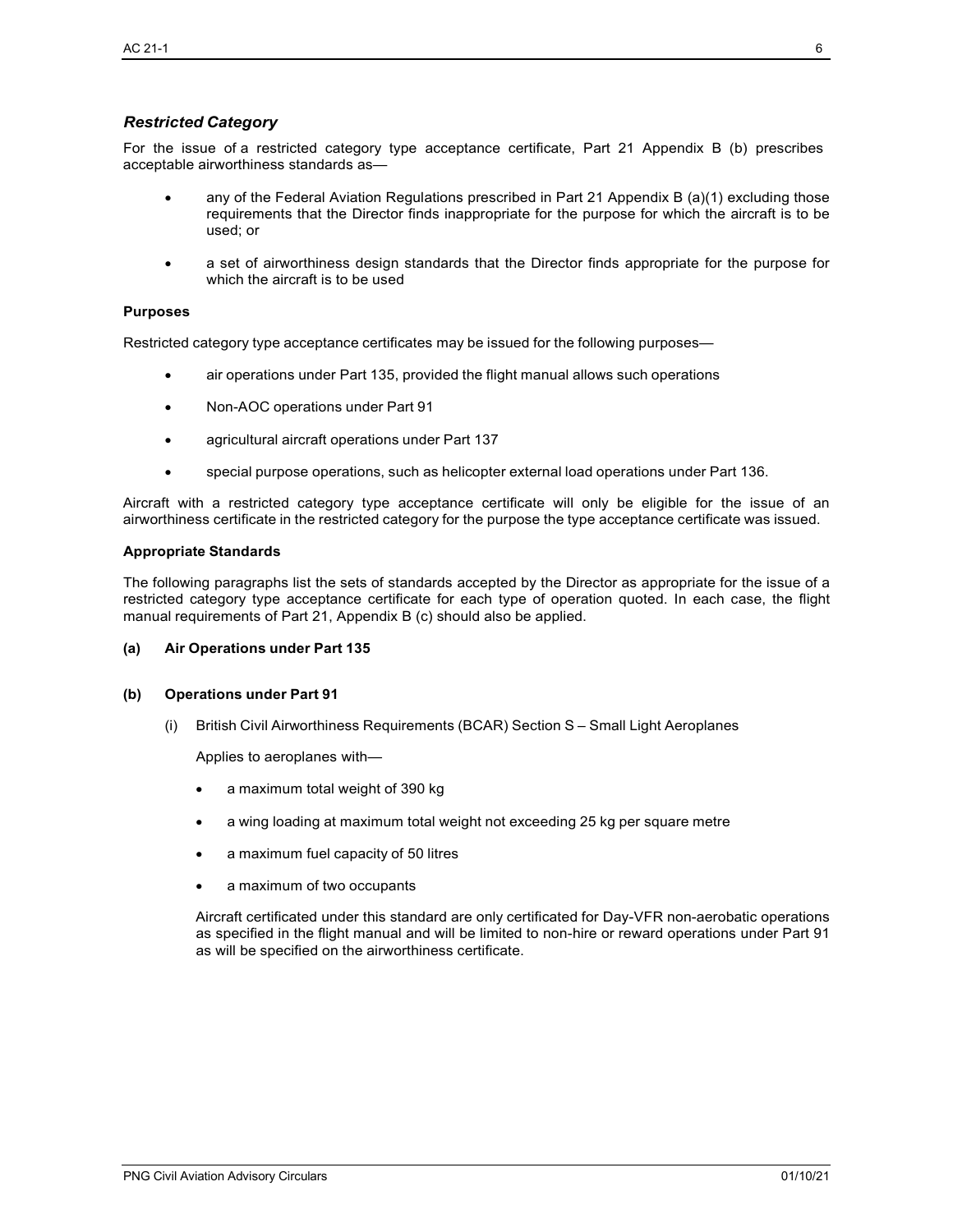### *Restricted Category*

For the issue of a restricted category type acceptance certificate, Part 21 Appendix B (b) prescribes acceptable airworthiness standards as—

- any of the Federal Aviation Regulations prescribed in Part 21 Appendix B (a)(1) excluding those requirements that the Director finds inappropriate for the purpose for which the aircraft is to be used; or
- a set of airworthiness design standards that the Director finds appropriate for the purpose for which the aircraft is to be used

**Purposes**

Restricted category type acceptance certificates may be issued for the following purposes—

- air operations under Part 135, provided the flight manual allows such operations
- Non-AOC operations under Part 91
- agricultural aircraft operations under Part 137
- special purpose operations, such as helicopter external load operations under Part 136.

Aircraft with a restricted category type acceptance certificate will only be eligible for the issue of an airworthiness certificate in the restricted category for the purpose the type acceptance certificate was issued.

**Appropriate Standards**

The following paragraphs list the sets of standards accepted by the Director as appropriate for the issue of a restricted category type acceptance certificate for each type of operation quoted. In each case, the flight manual requirements of Part 21, Appendix B (c) should also be applied.

**(a) Air Operations under Part 135**

**(b) Operations under Part 91**

(i) British Civil Airworthiness Requirements (BCAR) Section S – Small Light Aeroplanes

Applies to aeroplanes with—

- a maximum total weight of 390 kg
- a wing loading at maximum total weight not exceeding 25 kg per square metre
- a maximum fuel capacity of 50 litres
- a maximum of two occupants

Aircraft certificated under this standard are only certificated for Day-VFR non-aerobatic operations as specified in the flight manual and will be limited to non-hire or reward operations under Part 91 as will be specified on the airworthiness certificate.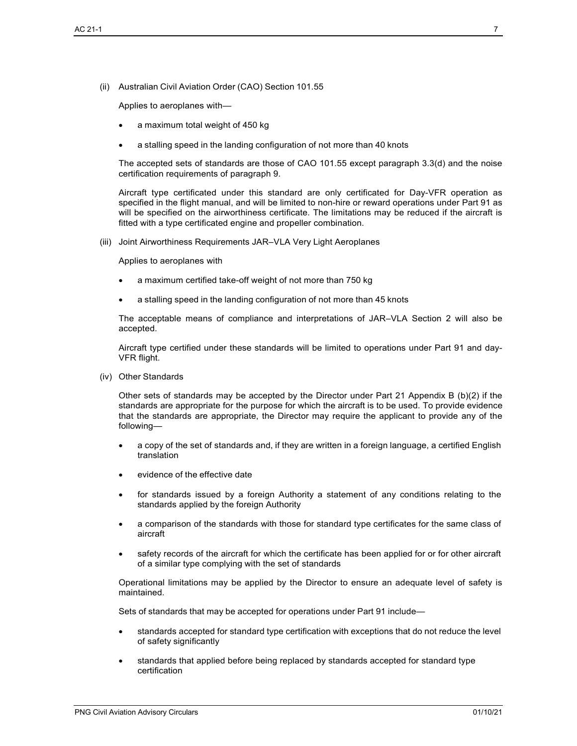(ii) Australian Civil Aviation Order (CAO) Section 101.55

Applies to aeroplanes with—

- a maximum total weight of 450 kg
- a stalling speed in the landing configuration of not more than 40 knots

The accepted sets of standards are those of CAO 101.55 except paragraph 3.3(d) and the noise certification requirements of paragraph 9.

Aircraft type certificated under this standard are only certificated for Day-VFR operation as specified in the flight manual, and will be limited to non-hire or reward operations under Part 91 as will be specified on the airworthiness certificate. The limitations may be reduced if the aircraft is fitted with a type certificated engine and propeller combination.

(iii) Joint Airworthiness Requirements JAR–VLA Very Light Aeroplanes

Applies to aeroplanes with

- a maximum certified take-off weight of not more than 750 kg
- a stalling speed in the landing configuration of not more than 45 knots

The acceptable means of compliance and interpretations of JAR–VLA Section 2 will also be accepted.

Aircraft type certified under these standards will be limited to operations under Part 91 and day-VFR flight.

(iv) Other Standards

Other sets of standards may be accepted by the Director under Part 21 Appendix B (b)(2) if the standards are appropriate for the purpose for which the aircraft is to be used. To provide evidence that the standards are appropriate, the Director may require the applicant to provide any of the following—

- a copy of the set of standards and, if they are written in a foreign language, a certified English translation
- evidence of the effective date
- for standards issued by a foreign Authority a statement of any conditions relating to the standards applied by the foreign Authority
- a comparison of the standards with those for standard type certificates for the same class of aircraft
- safety records of the aircraft for which the certificate has been applied for or for other aircraft of a similar type complying with the set of standards

Operational limitations may be applied by the Director to ensure an adequate level of safety is maintained.

Sets of standards that may be accepted for operations under Part 91 include—

- standards accepted for standard type certification with exceptions that do not reduce the level of safety significantly
- standards that applied before being replaced by standards accepted for standard type certification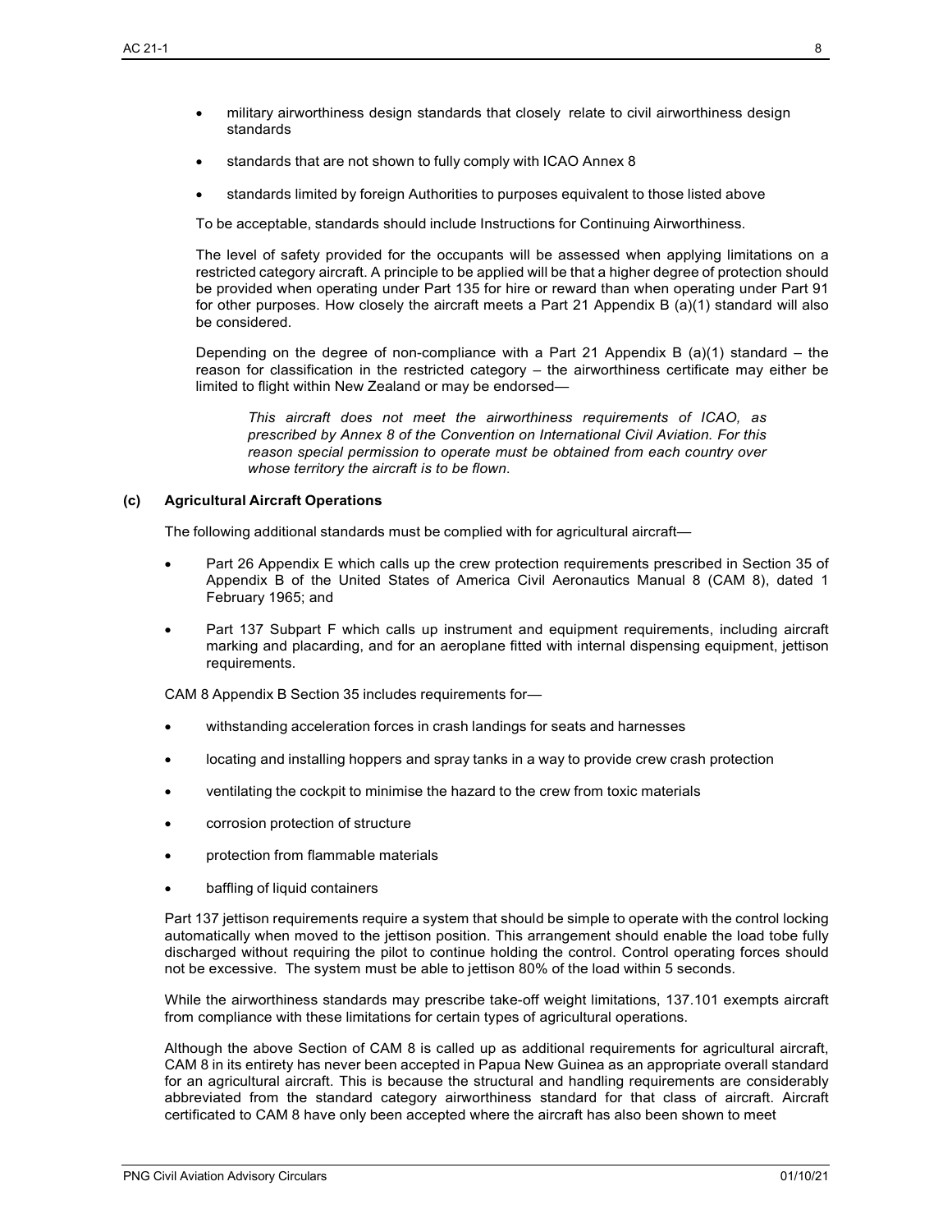- military airworthiness design standards that closely relate to civil airworthiness design standards
- standards that are not shown to fully comply with ICAO Annex 8
- standards limited by foreign Authorities to purposes equivalent to those listed above

To be acceptable, standards should include Instructions for Continuing Airworthiness.

The level of safety provided for the occupants will be assessed when applying limitations on a restricted category aircraft. A principle to be applied will be that a higher degree of protection should be provided when operating under Part 135 for hire or reward than when operating under Part 91 for other purposes. How closely the aircraft meets a Part 21 Appendix B (a)(1) standard will also be considered.

Depending on the degree of non-compliance with a Part 21 Appendix B (a)(1) standard – the reason for classification in the restricted category – the airworthiness certificate may either be limited to flight within New Zealand or may be endorsed—

> *This aircraft does not meet the airworthiness requirements of ICAO, as prescribed by Annex 8 of the Convention on International Civil Aviation. For this reason special permission to operate must be obtained from each country over whose territory the aircraft is to be flown.*

### (c) Agricultural Aircraft Operations

The following additional standards must be complied with for agricultural aircraft—

- Part 26 Appendix E which calls up the crew protection requirements prescribed in Section 35 of Appendix B of the United States of America Civil Aeronautics Manual 8 (CAM 8), dated 1 February 1965; and
- Part 137 Subpart F which calls up instrument and equipment requirements, including aircraft marking and placarding, and for an aeroplane fitted with internal dispensing equipment, jettison requirements.

CAM 8 Appendix B Section 35 includes requirements for—

- withstanding acceleration forces in crash landings for seats and harnesses
- locating and installing hoppers and spray tanks in a way to provide crew crash protection
- ventilating the cockpit to minimise the hazard to the crew from toxic materials
- corrosion protection of structure
- protection from flammable materials
- baffling of liquid containers

Part 137 jettison requirements require a system that should be simple to operate with the control locking automatically when moved to the jettison position. This arrangement should enable the load tobe fully discharged without requiring the pilot to continue holding the control. Control operating forces should not be excessive. The system must be able to jettison 80% of the load within 5 seconds.

While the airworthiness standards may prescribe take-off weight limitations, 137.101 exempts aircraft from compliance with these limitations for certain types of agricultural operations.

Although the above Section of CAM 8 is called up as additional requirements for agricultural aircraft, CAM 8 in its entirety has never been accepted in Papua New Guinea as an appropriate overall standard for an agricultural aircraft. This is because the structural and handling requirements are considerably abbreviated from the standard category airworthiness standard for that class of aircraft. Aircraft certificated to CAM 8 have only been accepted where the aircraft has also been shown to meet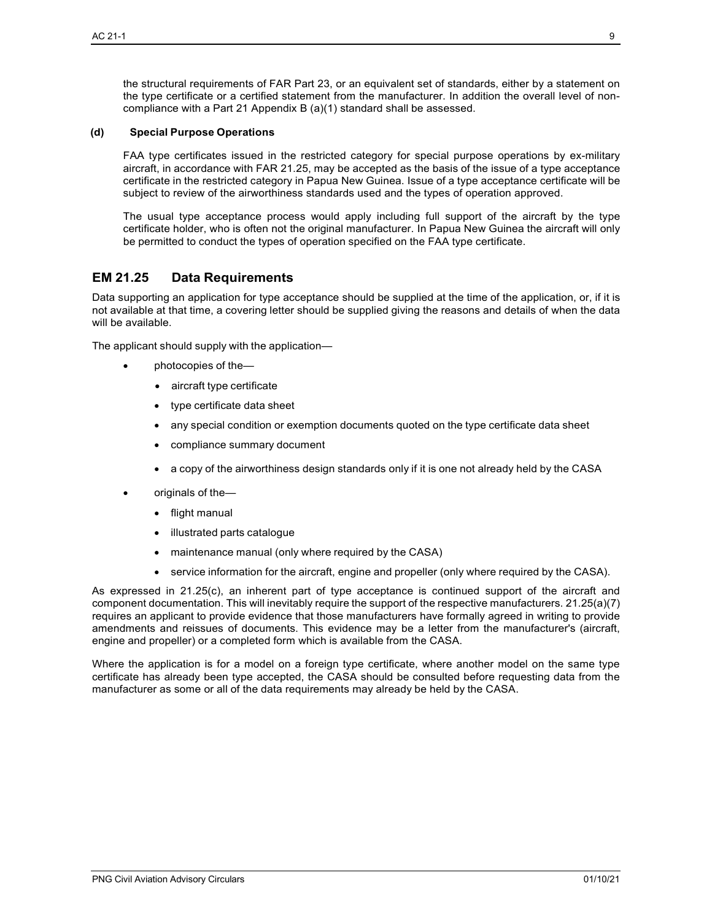the structural requirements of FAR Part 23, or an equivalent set of standards, either by a statement on the type certificate or a certified statement from the manufacturer. In addition the overall level of non-compliance with a Part 21 Appendix B (a)(1) standard shall be assessed.

**(d) Special Purpose Operations**

FAA type certificates issued in the restricted category for special purpose operations by ex-military aircraft, in accordance with FAR 21.25, may be accepted as the basis of the issue of a type acceptance certificate in the restricted category in Papua New Guinea. Issue of a type acceptance certificate will be subject to review of the airworthiness standards used and the types of operation approved.

The usual type acceptance process would apply including full support of the aircraft by the type certificate holder, who is often not the original manufacturer. In Papua New Guinea the aircraft will only be permitted to conduct the types of operation specified on the FAA type certificate.

## EM 21.25 Data Requirements

Data supporting an application for type acceptance should be supplied at the time of the application, or, if it is not available at that time, a covering letter should be supplied giving the reasons and details of when the data will be available.

The applicant should supply with the application—

- photocopies of the—
  - aircraft type certificate
  - type certificate data sheet
  - any special condition or exemption documents quoted on the type certificate data sheet
  - compliance summary document
  - a copy of the airworthiness design standards only if it is one not already held by the CASA
- originals of the—
  - flight manual
  - illustrated parts catalogue
  - maintenance manual (only where required by the CASA)
  - service information for the aircraft, engine and propeller (only where required by the CASA).

As expressed in 21.25(c), an inherent part of type acceptance is continued support of the aircraft and component documentation. This will inevitably require the support of the respective manufacturers. 21.25(a)(7) requires an applicant to provide evidence that those manufacturers have formally agreed in writing to provide amendments and reissues of documents. This evidence may be a letter from the manufacturer's (aircraft, engine and propeller) or a completed form which is available from the CASA.

Where the application is for a model on a foreign type certificate, where another model on the same type certificate has already been type accepted, the CASA should be consulted before requesting data from the manufacturer as some or all of the data requirements may already be held by the CASA.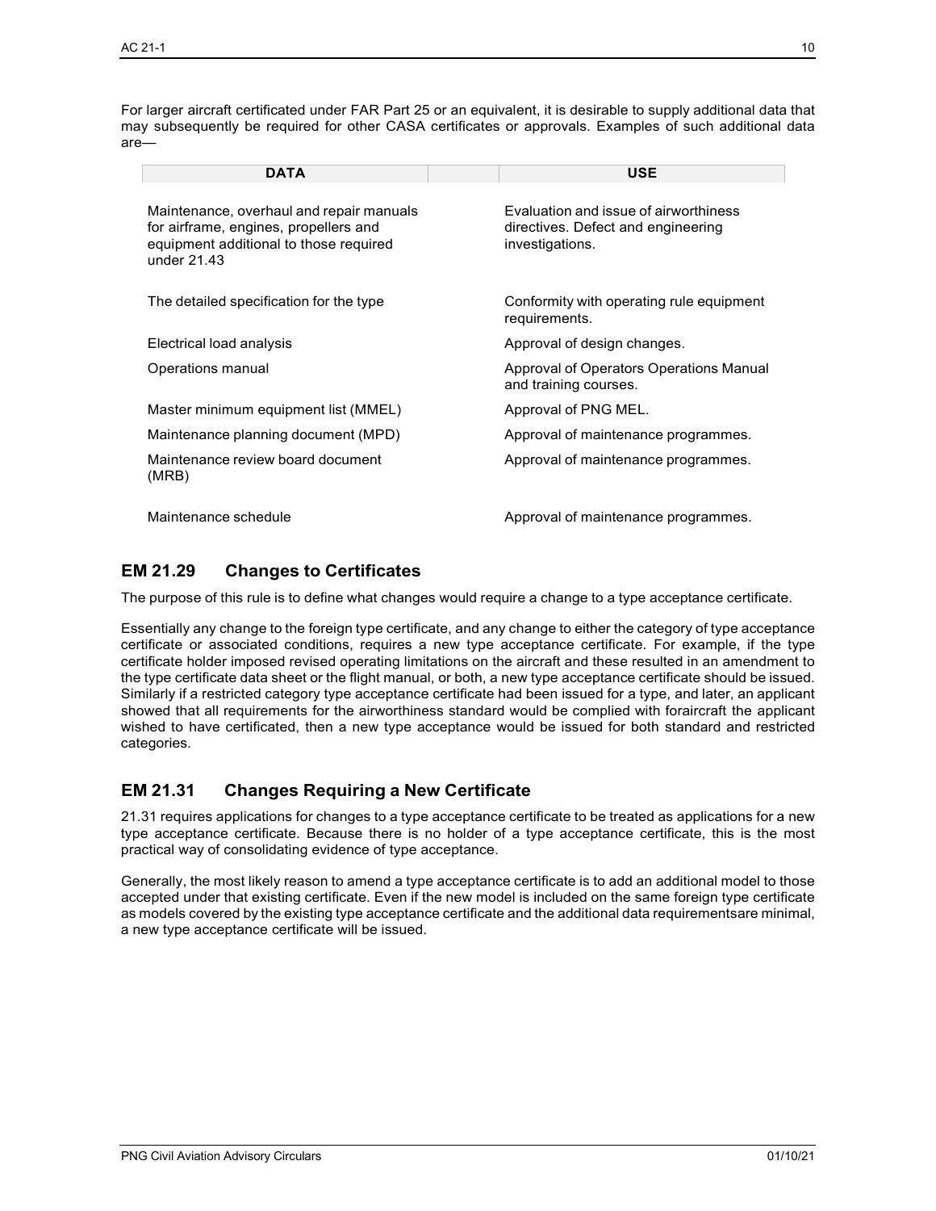For larger aircraft certificated under FAR Part 25 or an equivalent, it is desirable to supply additional data that may subsequently be required for other CASA certificates or approvals. Examples of such additional data are—

| DATA | USE |
|---|---|
| Maintenance, overhaul and repair manuals for airframe, engines, propellers and equipment additional to those required under 21.43 | Evaluation and issue of airworthiness directives. Defect and engineering investigations. |
| The detailed specification for the type | Conformity with operating rule equipment requirements. |
| Electrical load analysis | Approval of design changes. |
| Operations manual | Approval of Operators Operations Manual and training courses. |
| Master minimum equipment list (MMEL) | Approval of PNG MEL. |
| Maintenance planning document (MPD) | Approval of maintenance programmes. |
| Maintenance review board document (MRB) | Approval of maintenance programmes. |
| Maintenance schedule | Approval of maintenance programmes. |

## EM 21.29 Changes to Certificates

The purpose of this rule is to define what changes would require a change to a type acceptance certificate.

Essentially any change to the foreign type certificate, and any change to either the category of type acceptance certificate or associated conditions, requires a new type acceptance certificate. For example, if the type certificate holder imposed revised operating limitations on the aircraft and these resulted in an amendment to the type certificate data sheet or the flight manual, or both, a new type acceptance certificate should be issued. Similarly if a restricted category type acceptance certificate had been issued for a type, and later, an applicant showed that all requirements for the airworthiness standard would be complied with foraircraft the applicant wished to have certificated, then a new type acceptance would be issued for both standard and restricted categories.

## EM 21.31 Changes Requiring a New Certificate

21.31 requires applications for changes to a type acceptance certificate to be treated as applications for a new type acceptance certificate. Because there is no holder of a type acceptance certificate, this is the most practical way of consolidating evidence of type acceptance.

Generally, the most likely reason to amend a type acceptance certificate is to add an additional model to those accepted under that existing certificate. Even if the new model is included on the same foreign type certificate as models covered by the existing type acceptance certificate and the additional data requirementsare minimal, a new type acceptance certificate will be issued.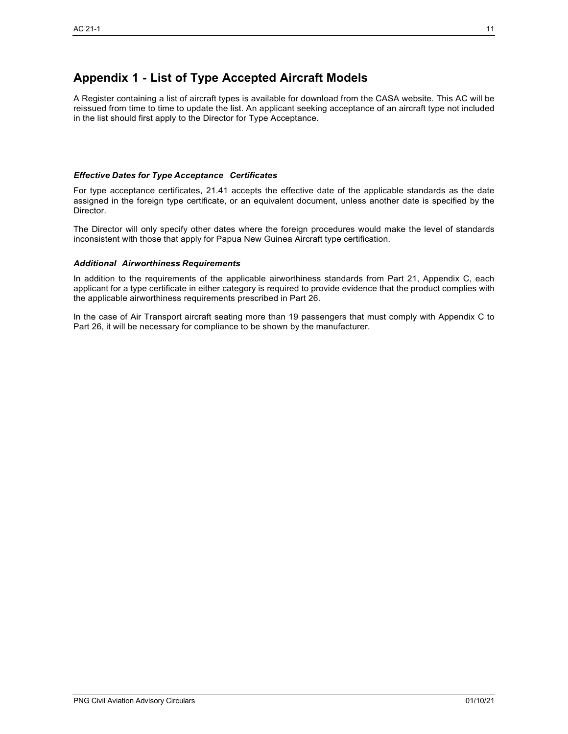# Appendix 1 - List of Type Accepted Aircraft Models

A Register containing a list of aircraft types is available for download from the CASA website. This AC will be reissued from time to time to update the list. An applicant seeking acceptance of an aircraft type not included in the list should first apply to the Director for Type Acceptance.

### *Effective Dates for Type Acceptance Certificates*

For type acceptance certificates, 21.41 accepts the effective date of the applicable standards as the date assigned in the foreign type certificate, or an equivalent document, unless another date is specified by the Director.

The Director will only specify other dates where the foreign procedures would make the level of standards inconsistent with those that apply for Papua New Guinea Aircraft type certification.

### *Additional Airworthiness Requirements*

In addition to the requirements of the applicable airworthiness standards from Part 21, Appendix C, each applicant for a type certificate in either category is required to provide evidence that the product complies with the applicable airworthiness requirements prescribed in Part 26.

In the case of Air Transport aircraft seating more than 19 passengers that must comply with Appendix C to Part 26, it will be necessary for compliance to be shown by the manufacturer.